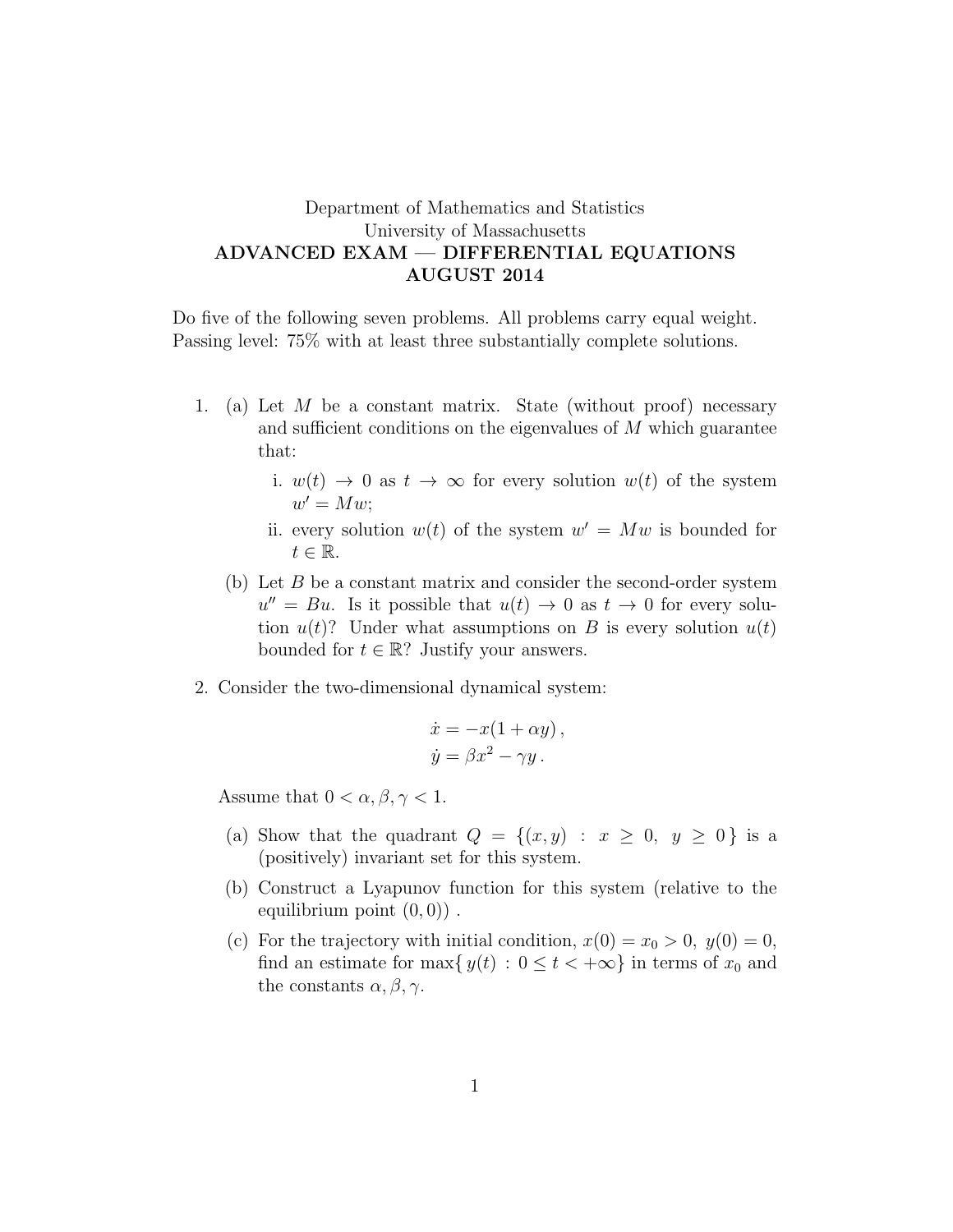Department of Mathematics and Statistics
University of Massachusetts
**ADVANCED EXAM — DIFFERENTIAL EQUATIONS**
**AUGUST 2014**

Do five of the following seven problems. All problems carry equal weight. Passing level: 75% with at least three substantially complete solutions.

1. (a) Let $M$ be a constant matrix. State (without proof) necessary and sufficient conditions on the eigenvalues of $M$ which guarantee that:

   i. $w(t) \to 0$ as $t \to \infty$ for every solution $w(t)$ of the system $w' = Mw$;

   ii. every solution $w(t)$ of the system $w' = Mw$ is bounded for $t \in \mathbb{R}$.

   (b) Let $B$ be a constant matrix and consider the second-order system $u'' = Bu$. Is it possible that $u(t) \to 0$ as $t \to 0$ for every solution $u(t)$? Under what assumptions on $B$ is every solution $u(t)$ bounded for $t \in \mathbb{R}$? Justify your answers.

2. Consider the two-dimensional dynamical system:

$$\dot{x} = -x(1 + \alpha y)\,,$$
$$\dot{y} = \beta x^2 - \gamma y\,.$$

   Assume that $0 < \alpha, \beta, \gamma < 1$.

   (a) Show that the quadrant $Q = \{(x, y) \,:\, x \geq 0,\; y \geq 0\}$ is a (positively) invariant set for this system.

   (b) Construct a Lyapunov function for this system (relative to the equilibrium point $(0, 0)$) .

   (c) For the trajectory with initial condition, $x(0) = x_0 > 0,\; y(0) = 0$, find an estimate for $\max\{\, y(t) \,:\, 0 \leq t < +\infty\}$ in terms of $x_0$ and the constants $\alpha, \beta, \gamma$.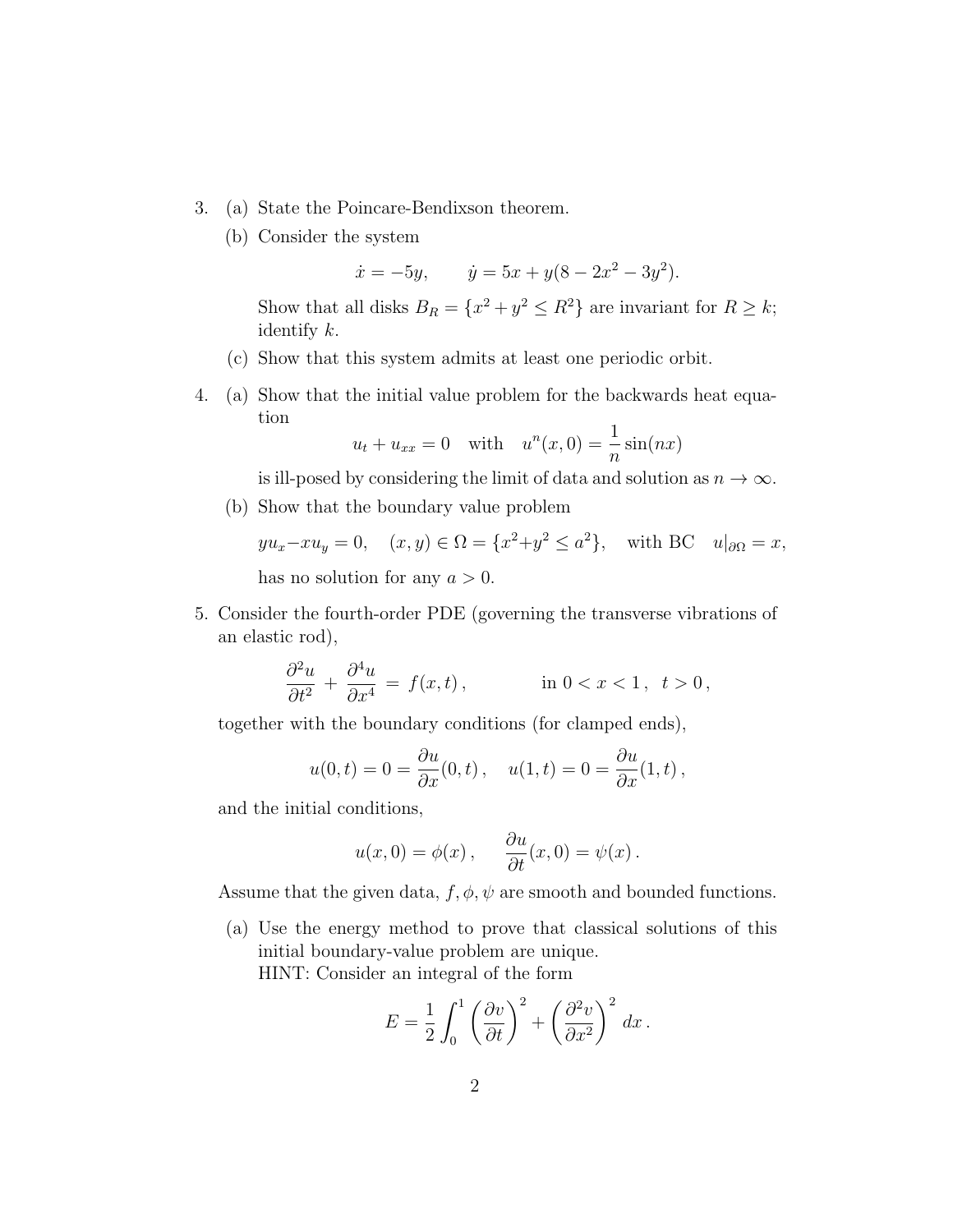3. (a) State the Poincare-Bendixson theorem.

   (b) Consider the system

   $$\dot{x} = -5y, \qquad \dot{y} = 5x + y(8 - 2x^2 - 3y^2).$$

   Show that all disks $B_R = \{x^2 + y^2 \leq R^2\}$ are invariant for $R \geq k$; identify $k$.

   (c) Show that this system admits at least one periodic orbit.

4. (a) Show that the initial value problem for the backwards heat equation

   $$u_t + u_{xx} = 0 \quad \text{with} \quad u^n(x, 0) = \frac{1}{n}\sin(nx)$$

   is ill-posed by considering the limit of data and solution as $n \to \infty$.

   (b) Show that the boundary value problem

   $$yu_x - xu_y = 0, \quad (x, y) \in \Omega = \{x^2 + y^2 \leq a^2\}, \quad \text{with BC} \quad u|_{\partial\Omega} = x,$$

   has no solution for any $a > 0$.

5. Consider the fourth-order PDE (governing the transverse vibrations of an elastic rod),

   $$\frac{\partial^2 u}{\partial t^2} + \frac{\partial^4 u}{\partial x^4} = f(x, t), \qquad \text{in } 0 < x < 1, \ t > 0,$$

   together with the boundary conditions (for clamped ends),

   $$u(0, t) = 0 = \frac{\partial u}{\partial x}(0, t), \quad u(1, t) = 0 = \frac{\partial u}{\partial x}(1, t),$$

   and the initial conditions,

   $$u(x, 0) = \phi(x), \qquad \frac{\partial u}{\partial t}(x, 0) = \psi(x).$$

   Assume that the given data, $f, \phi, \psi$ are smooth and bounded functions.

   (a) Use the energy method to prove that classical solutions of this initial boundary-value problem are unique.
   HINT: Consider an integral of the form

   $$E = \frac{1}{2}\int_0^1 \left(\frac{\partial v}{\partial t}\right)^2 + \left(\frac{\partial^2 v}{\partial x^2}\right)^2 dx.$$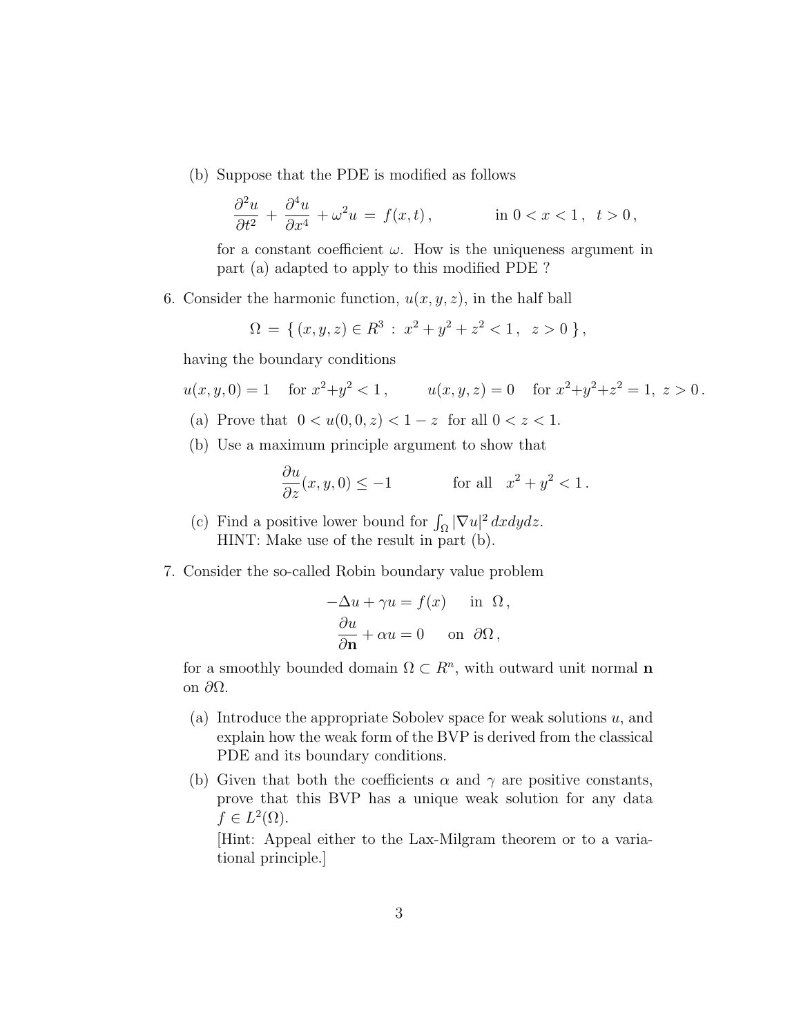(b) Suppose that the PDE is modified as follows

$$\frac{\partial^2 u}{\partial t^2} + \frac{\partial^4 u}{\partial x^4} + \omega^2 u = f(x,t), \qquad \text{in } 0 < x < 1, \ t > 0,$$

for a constant coefficient $\omega$. How is the uniqueness argument in part (a) adapted to apply to this modified PDE ?

6. Consider the harmonic function, $u(x,y,z)$, in the half ball

$$\Omega = \{ (x,y,z) \in R^3 \, : \, x^2 + y^2 + z^2 < 1 , \ z > 0 \},$$

having the boundary conditions

$$u(x,y,0) = 1 \quad \text{for } x^2+y^2 < 1, \qquad u(x,y,z) = 0 \quad \text{for } x^2+y^2+z^2 = 1, \ z > 0.$$

(a) Prove that $0 < u(0,0,z) < 1 - z$ for all $0 < z < 1$.

(b) Use a maximum principle argument to show that

$$\frac{\partial u}{\partial z}(x,y,0) \le -1 \qquad \text{for all} \quad x^2 + y^2 < 1.$$

(c) Find a positive lower bound for $\int_\Omega |\nabla u|^2 \, dxdydz$.
HINT: Make use of the result in part (b).

7. Consider the so-called Robin boundary value problem

$$-\Delta u + \gamma u = f(x) \quad \text{in } \Omega,$$
$$\frac{\partial u}{\partial \mathbf{n}} + \alpha u = 0 \quad \text{on } \partial\Omega,$$

for a smoothly bounded domain $\Omega \subset R^n$, with outward unit normal $\mathbf{n}$ on $\partial\Omega$.

(a) Introduce the appropriate Sobolev space for weak solutions $u$, and explain how the weak form of the BVP is derived from the classical PDE and its boundary conditions.

(b) Given that both the coefficients $\alpha$ and $\gamma$ are positive constants, prove that this BVP has a unique weak solution for any data $f \in L^2(\Omega)$.
[Hint: Appeal either to the Lax-Milgram theorem or to a variational principle.]